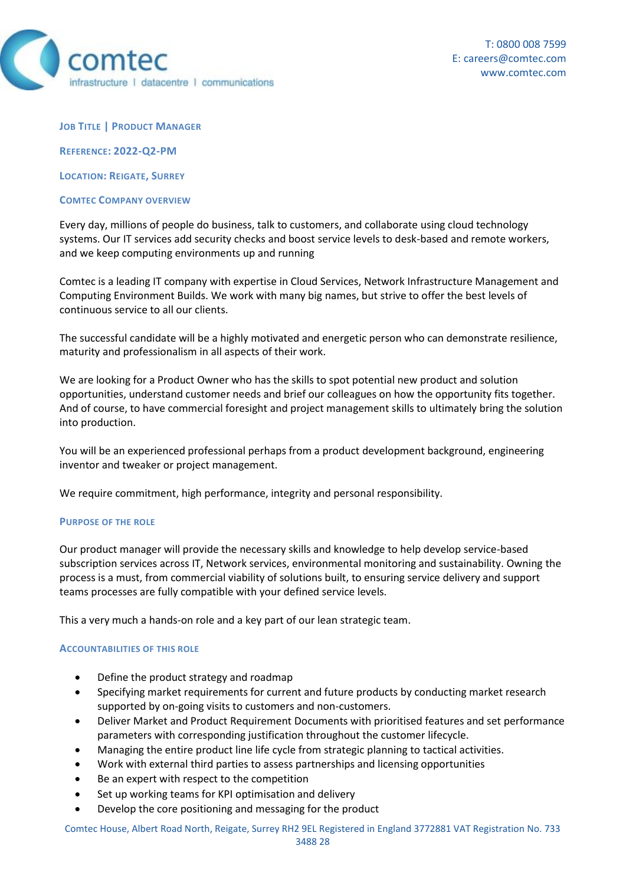comtec
infrastructure | datacentre | communications

T: 0800 008 7599
E: careers@comtec.com
www.comtec.com

## Job Title | Product Manager

**Reference: 2022-Q2-PM**

**Location: Reigate, Surrey**

### Comtec Company overview

Every day, millions of people do business, talk to customers, and collaborate using cloud technology systems. Our IT services add security checks and boost service levels to desk-based and remote workers, and we keep computing environments up and running

Comtec is a leading IT company with expertise in Cloud Services, Network Infrastructure Management and Computing Environment Builds. We work with many big names, but strive to offer the best levels of continuous service to all our clients.

The successful candidate will be a highly motivated and energetic person who can demonstrate resilience, maturity and professionalism in all aspects of their work.

We are looking for a Product Owner who has the skills to spot potential new product and solution opportunities, understand customer needs and brief our colleagues on how the opportunity fits together. And of course, to have commercial foresight and project management skills to ultimately bring the solution into production.

You will be an experienced professional perhaps from a product development background, engineering inventor and tweaker or project management.

We require commitment, high performance, integrity and personal responsibility.

### Purpose of the role

Our product manager will provide the necessary skills and knowledge to help develop service-based subscription services across IT, Network services, environmental monitoring and sustainability. Owning the process is a must, from commercial viability of solutions built, to ensuring service delivery and support teams processes are fully compatible with your defined service levels.

This a very much a hands-on role and a key part of our lean strategic team.

### Accountabilities of this role

- Define the product strategy and roadmap
- Specifying market requirements for current and future products by conducting market research supported by on-going visits to customers and non-customers.
- Deliver Market and Product Requirement Documents with prioritised features and set performance parameters with corresponding justification throughout the customer lifecycle.
- Managing the entire product line life cycle from strategic planning to tactical activities.
- Work with external third parties to assess partnerships and licensing opportunities
- Be an expert with respect to the competition
- Set up working teams for KPI optimisation and delivery
- Develop the core positioning and messaging for the product

Comtec House, Albert Road North, Reigate, Surrey RH2 9EL Registered in England 3772881 VAT Registration No. 733 3488 28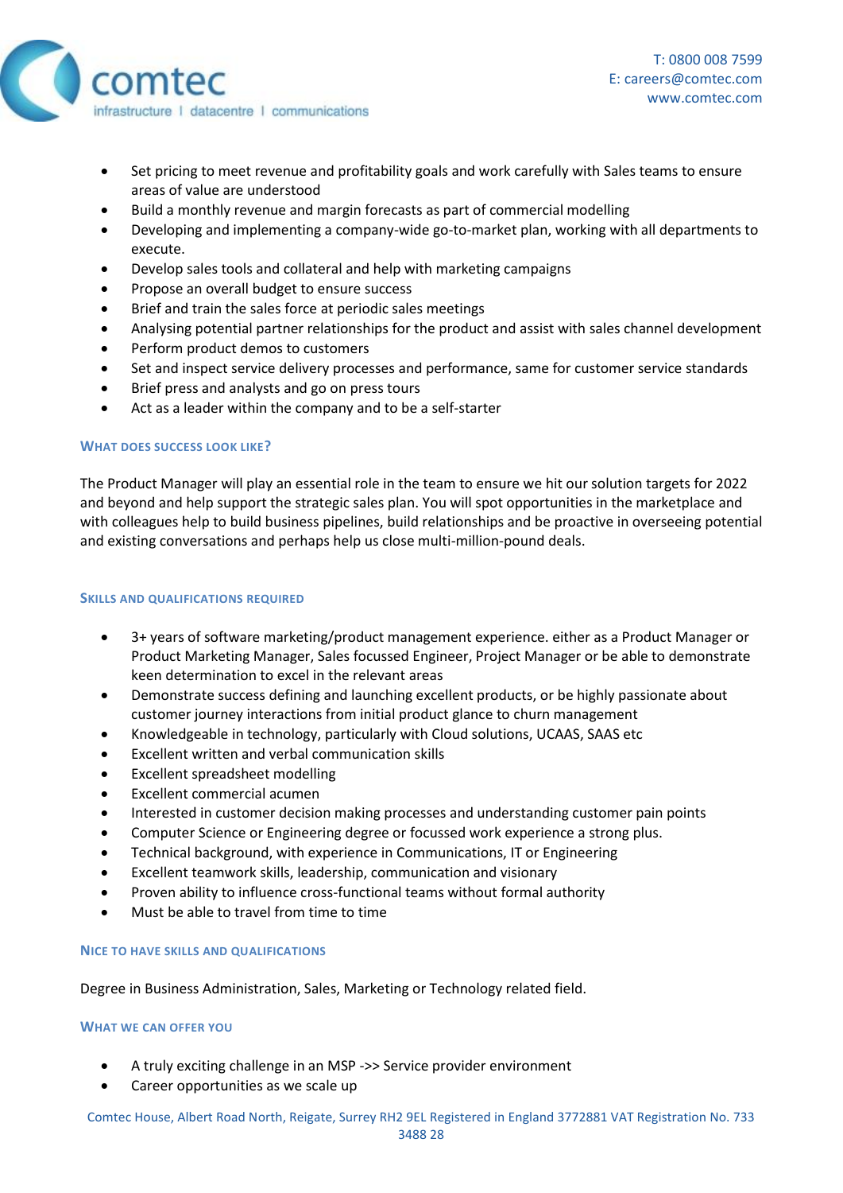- Set pricing to meet revenue and profitability goals and work carefully with Sales teams to ensure areas of value are understood
- Build a monthly revenue and margin forecasts as part of commercial modelling
- Developing and implementing a company-wide go-to-market plan, working with all departments to execute.
- Develop sales tools and collateral and help with marketing campaigns
- Propose an overall budget to ensure success
- Brief and train the sales force at periodic sales meetings
- Analysing potential partner relationships for the product and assist with sales channel development
- Perform product demos to customers
- Set and inspect service delivery processes and performance, same for customer service standards
- Brief press and analysts and go on press tours
- Act as a leader within the company and to be a self-starter

### What does success look like?

The Product Manager will play an essential role in the team to ensure we hit our solution targets for 2022 and beyond and help support the strategic sales plan. You will spot opportunities in the marketplace and with colleagues help to build business pipelines, build relationships and be proactive in overseeing potential and existing conversations and perhaps help us close multi-million-pound deals.

### Skills and qualifications required

- 3+ years of software marketing/product management experience. either as a Product Manager or Product Marketing Manager, Sales focussed Engineer, Project Manager or be able to demonstrate keen determination to excel in the relevant areas
- Demonstrate success defining and launching excellent products, or be highly passionate about customer journey interactions from initial product glance to churn management
- Knowledgeable in technology, particularly with Cloud solutions, UCAAS, SAAS etc
- Excellent written and verbal communication skills
- Excellent spreadsheet modelling
- Excellent commercial acumen
- Interested in customer decision making processes and understanding customer pain points
- Computer Science or Engineering degree or focussed work experience a strong plus.
- Technical background, with experience in Communications, IT or Engineering
- Excellent teamwork skills, leadership, communication and visionary
- Proven ability to influence cross-functional teams without formal authority
- Must be able to travel from time to time

### Nice to have skills and qualifications

Degree in Business Administration, Sales, Marketing or Technology related field.

### What we can offer you

- A truly exciting challenge in an MSP ->> Service provider environment
- Career opportunities as we scale up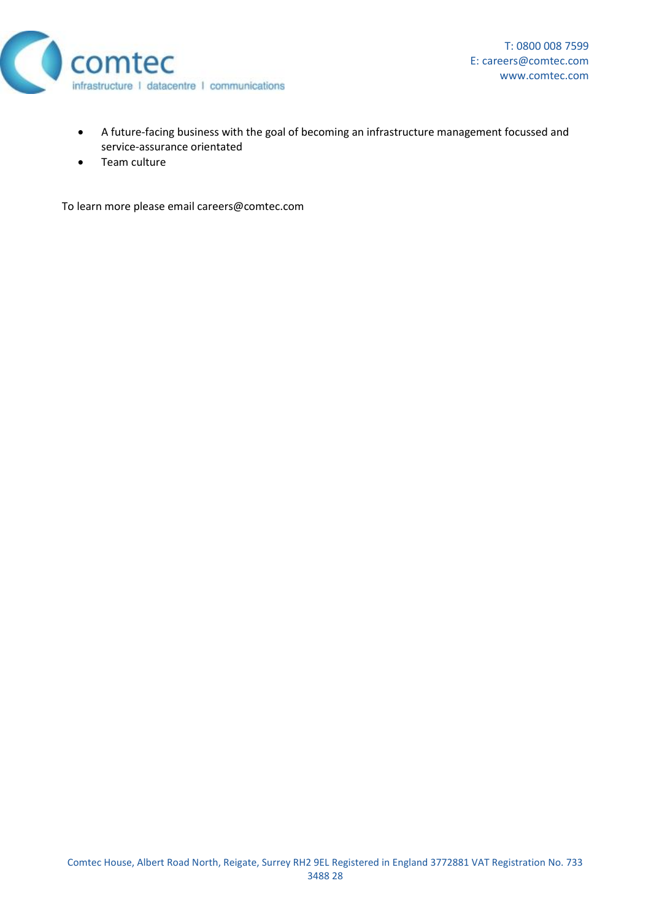- A future-facing business with the goal of becoming an infrastructure management focussed and service-assurance orientated
- Team culture

To learn more please email careers@comtec.com